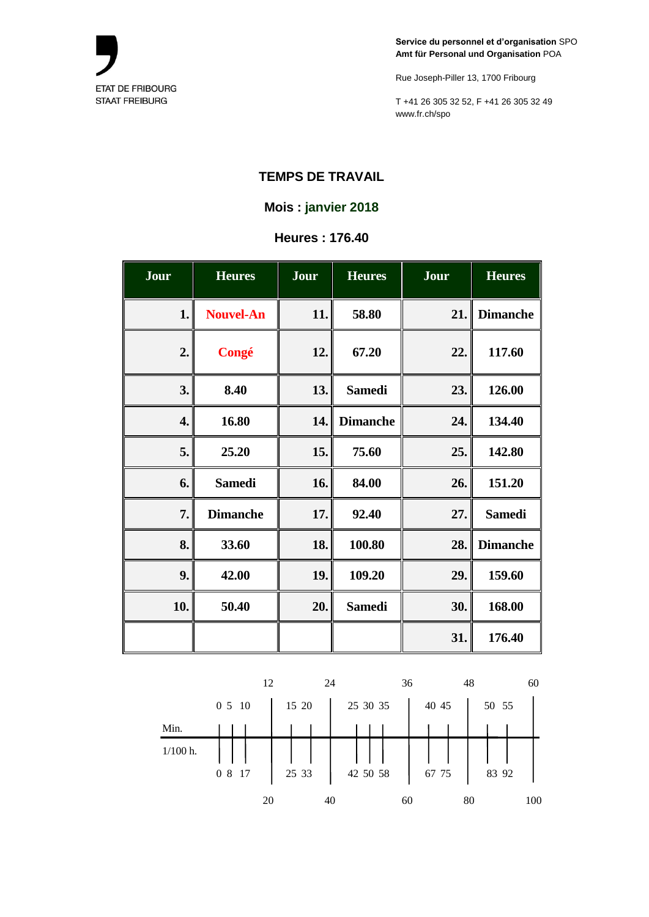ETAT DE FRIBOURG
STAAT FREIBURG

**Service du personnel et d'organisation** SPO
**Amt für Personal und Organisation** POA

Rue Joseph-Piller 13, 1700 Fribourg

T +41 26 305 32 52, F +41 26 305 32 49
www.fr.ch/spo

## TEMPS DE TRAVAIL

### Mois : janvier 2018

### Heures : 176.40

| Jour | Heures | Jour | Heures | Jour | Heures |
|---|---|---|---|---|---|
| 1. | Nouvel-An | 11. | 58.80 | 21. | Dimanche |
| 2. | Congé | 12. | 67.20 | 22. | 117.60 |
| 3. | 8.40 | 13. | Samedi | 23. | 126.00 |
| 4. | 16.80 | 14. | Dimanche | 24. | 134.40 |
| 5. | 25.20 | 15. | 75.60 | 25. | 142.80 |
| 6. | Samedi | 16. | 84.00 | 26. | 151.20 |
| 7. | Dimanche | 17. | 92.40 | 27. | Samedi |
| 8. | 33.60 | 18. | 100.80 | 28. | Dimanche |
| 9. | 42.00 | 19. | 109.20 | 29. | 159.60 |
| 10. | 50.40 | 20. | Samedi | 30. | 168.00 |
| | | | | 31. | 176.40 |

| Min. | 0 | 5 | 10 | 12 | 15 | 20 | 24 | 25 | 30 | 35 | 36 | 40 | 45 | 48 | 50 | 55 | 60 |
|---|---|---|---|---|---|---|---|---|---|---|---|---|---|---|---|---|---|
| 1/100 h. | 0 | 8 | 17 | 20 | 25 | 33 | 40 | 42 | 50 | 58 | 60 | 67 | 75 | 80 | 83 | 92 | 100 |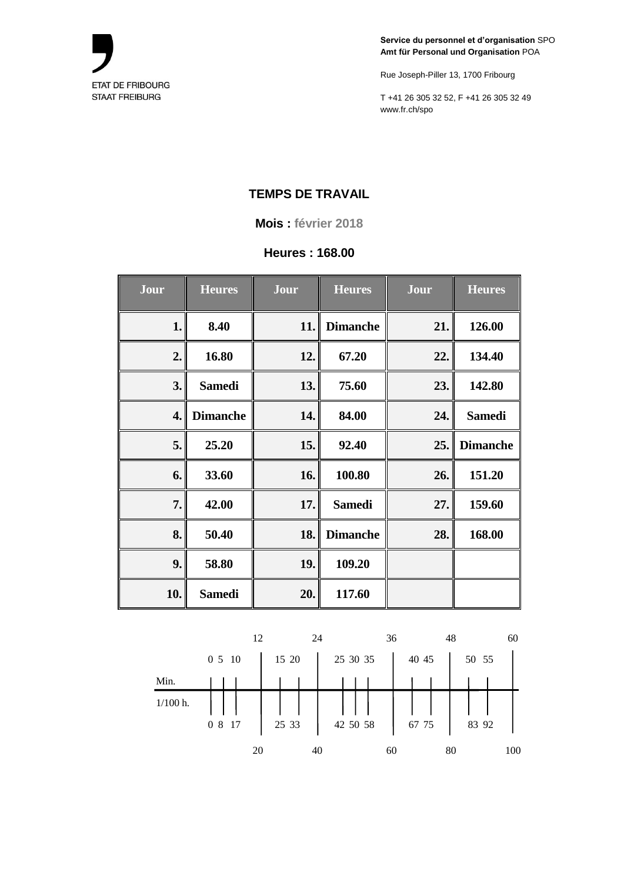ETAT DE FRIBOURG
STAAT FREIBURG

**Service du personnel et d'organisation** SPO
**Amt für Personal und Organisation** POA

Rue Joseph-Piller 13, 1700 Fribourg

T +41 26 305 32 52, F +41 26 305 32 49
www.fr.ch/spo

## TEMPS DE TRAVAIL

**Mois : février 2018**

**Heures : 168.00**

| Jour | Heures | Jour | Heures | Jour | Heures |
|---|---|---|---|---|---|
| 1. | 8.40 | 11. | Dimanche | 21. | 126.00 |
| 2. | 16.80 | 12. | 67.20 | 22. | 134.40 |
| 3. | Samedi | 13. | 75.60 | 23. | 142.80 |
| 4. | Dimanche | 14. | 84.00 | 24. | Samedi |
| 5. | 25.20 | 15. | 92.40 | 25. | Dimanche |
| 6. | 33.60 | 16. | 100.80 | 26. | 151.20 |
| 7. | 42.00 | 17. | Samedi | 27. | 159.60 |
| 8. | 50.40 | 18. | Dimanche | 28. | 168.00 |
| 9. | 58.80 | 19. | 109.20 | | |
| 10. | Samedi | 20. | 117.60 | | |

| Min. | 0 | 5 | 10 | 12 | 15 | 20 | 24 | 25 | 30 | 35 | 36 | 40 | 45 | 48 | 50 | 55 | 60 |
|---|---|---|---|---|---|---|---|---|---|---|---|---|---|---|---|---|---|
| 1/100 h. | 0 | 8 | 17 | 20 | 25 | 33 | 40 | 42 | 50 | 58 | 60 | 67 | 75 | 80 | 83 | 92 | 100 |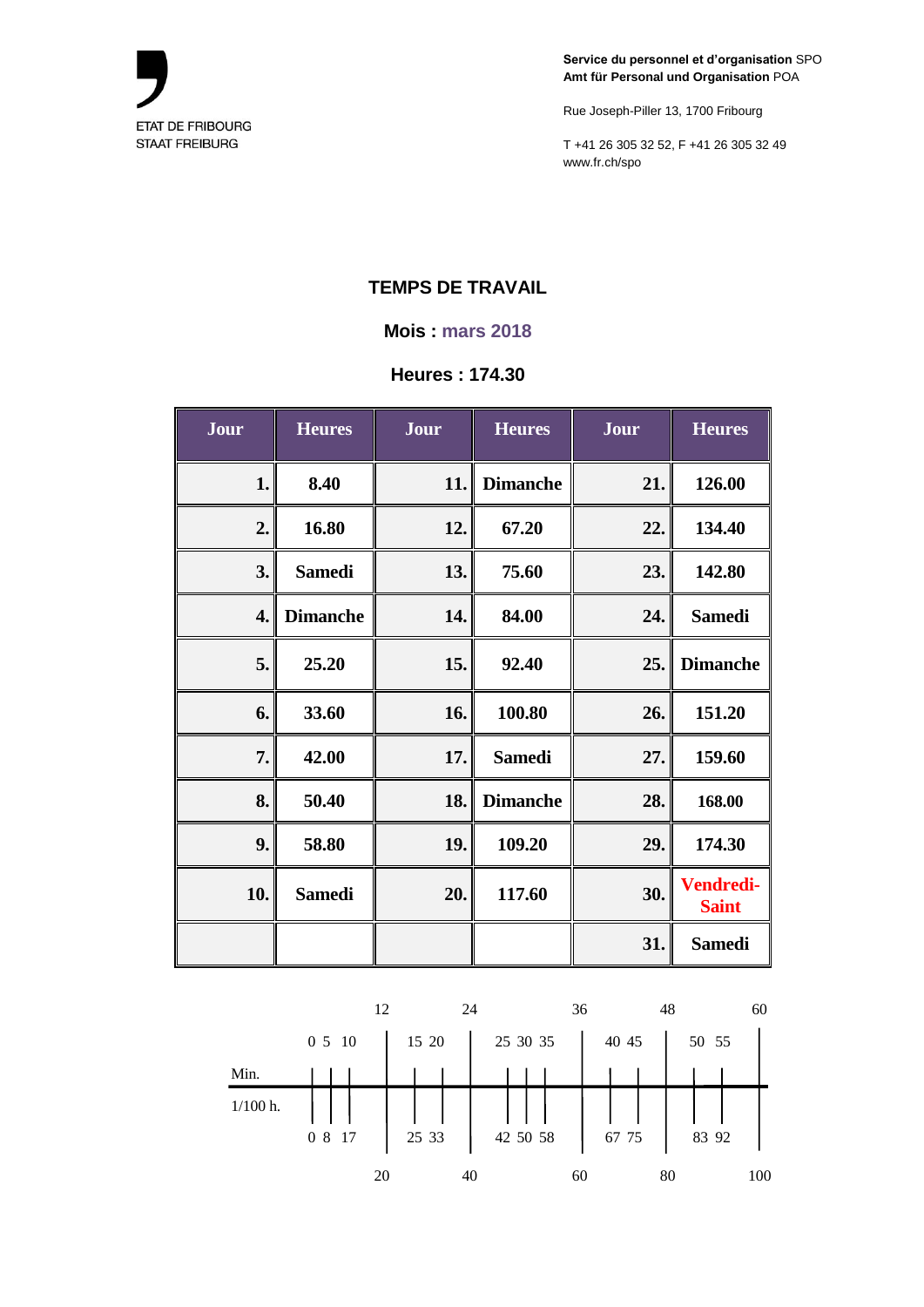ETAT DE FRIBOURG
STAAT FREIBURG

**Service du personnel et d'organisation** SPO
**Amt für Personal und Organisation** POA

Rue Joseph-Piller 13, 1700 Fribourg

T +41 26 305 32 52, F +41 26 305 32 49
www.fr.ch/spo

## TEMPS DE TRAVAIL

### Mois : mars 2018

### Heures : 174.30

| Jour | Heures | Jour | Heures | Jour | Heures |
|---|---|---|---|---|---|
| 1. | 8.40 | 11. | Dimanche | 21. | 126.00 |
| 2. | 16.80 | 12. | 67.20 | 22. | 134.40 |
| 3. | Samedi | 13. | 75.60 | 23. | 142.80 |
| 4. | Dimanche | 14. | 84.00 | 24. | Samedi |
| 5. | 25.20 | 15. | 92.40 | 25. | Dimanche |
| 6. | 33.60 | 16. | 100.80 | 26. | 151.20 |
| 7. | 42.00 | 17. | Samedi | 27. | 159.60 |
| 8. | 50.40 | 18. | Dimanche | 28. | 168.00 |
| 9. | 58.80 | 19. | 109.20 | 29. | 174.30 |
| 10. | Samedi | 20. | 117.60 | 30. | Vendredi-Saint |
| | | | | 31. | Samedi |

| Min. | 0 | 5 | 10 | 12 | 15 | 20 | 24 | 25 | 30 | 35 | 36 | 40 | 45 | 48 | 50 | 55 | 60 |
|---|---|---|---|---|---|---|---|---|---|---|---|---|---|---|---|---|---|
| 1/100 h. | 0 | 8 | 17 | 20 | 25 | 33 | 40 | 42 | 50 | 58 | 60 | 67 | 75 | 80 | 83 | 92 | 100 |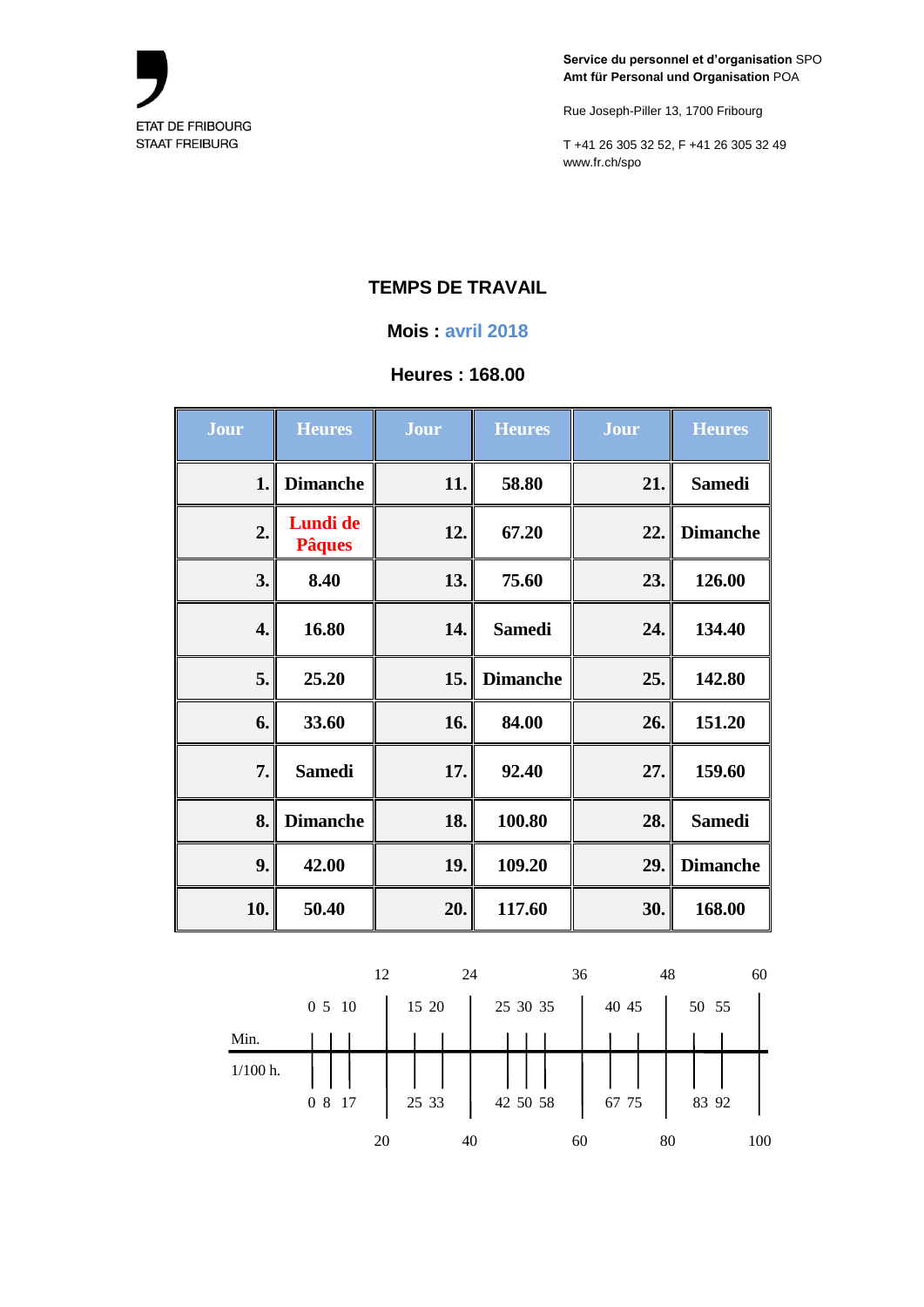ETAT DE FRIBOURG
STAAT FREIBURG

**Service du personnel et d'organisation** SPO
**Amt für Personal und Organisation** POA

Rue Joseph-Piller 13, 1700 Fribourg

T +41 26 305 32 52, F +41 26 305 32 49
www.fr.ch/spo

## TEMPS DE TRAVAIL

### Mois : avril 2018

### Heures : 168.00

| Jour | Heures | Jour | Heures | Jour | Heures |
|---|---|---|---|---|---|
| 1. | Dimanche | 11. | 58.80 | 21. | Samedi |
| 2. | Lundi de Pâques | 12. | 67.20 | 22. | Dimanche |
| 3. | 8.40 | 13. | 75.60 | 23. | 126.00 |
| 4. | 16.80 | 14. | Samedi | 24. | 134.40 |
| 5. | 25.20 | 15. | Dimanche | 25. | 142.80 |
| 6. | 33.60 | 16. | 84.00 | 26. | 151.20 |
| 7. | Samedi | 17. | 92.40 | 27. | 159.60 |
| 8. | Dimanche | 18. | 100.80 | 28. | Samedi |
| 9. | 42.00 | 19. | 109.20 | 29. | Dimanche |
| 10. | 50.40 | 20. | 117.60 | 30. | 168.00 |

| Min. | 0 | 5 | 10 | 12 | 15 | 20 | 24 | 25 | 30 | 35 | 36 | 40 | 45 | 48 | 50 | 55 | 60 |
|---|---|---|---|---|---|---|---|---|---|---|---|---|---|---|---|---|---|
| 1/100 h. | 0 | 8 | 17 | 20 | 25 | 33 | 40 | 42 | 50 | 58 | 60 | 67 | 75 | 80 | 83 | 92 | 100 |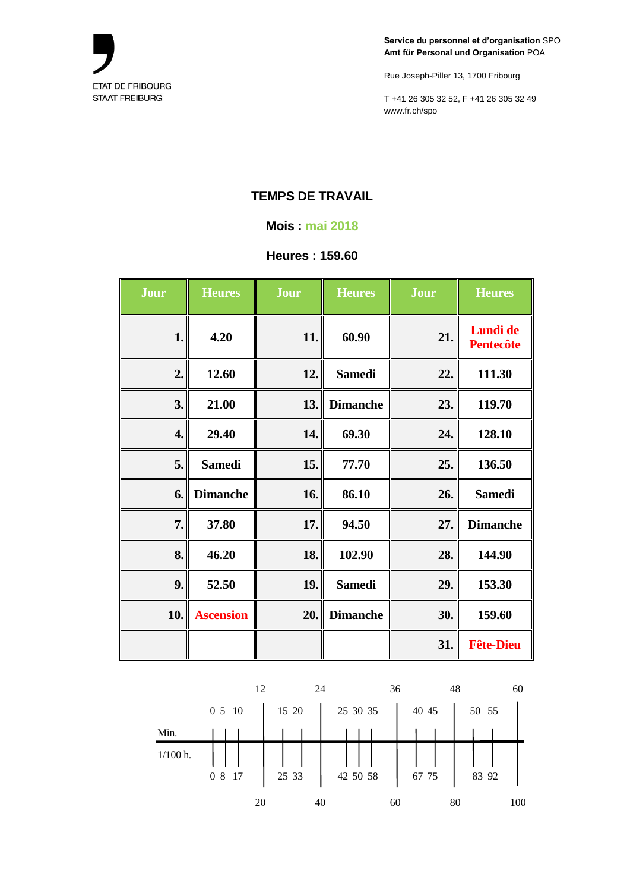ETAT DE FRIBOURG
STAAT FREIBURG

**Service du personnel et d'organisation** SPO
**Amt für Personal und Organisation** POA

Rue Joseph-Piller 13, 1700 Fribourg

T +41 26 305 32 52, F +41 26 305 32 49
www.fr.ch/spo

## TEMPS DE TRAVAIL

**Mois : mai 2018**

**Heures : 159.60**

| Jour | Heures | Jour | Heures | Jour | Heures |
|---|---|---|---|---|---|
| 1. | 4.20 | 11. | 60.90 | 21. | Lundi de Pentecôte |
| 2. | 12.60 | 12. | Samedi | 22. | 111.30 |
| 3. | 21.00 | 13. | Dimanche | 23. | 119.70 |
| 4. | 29.40 | 14. | 69.30 | 24. | 128.10 |
| 5. | Samedi | 15. | 77.70 | 25. | 136.50 |
| 6. | Dimanche | 16. | 86.10 | 26. | Samedi |
| 7. | 37.80 | 17. | 94.50 | 27. | Dimanche |
| 8. | 46.20 | 18. | 102.90 | 28. | 144.90 |
| 9. | 52.50 | 19. | Samedi | 29. | 153.30 |
| 10. | Ascension | 20. | Dimanche | 30. | 159.60 |
| | | | | 31. | Fête-Dieu |

| Min. | 0 | 5 | 10 | 12 | 15 | 20 | 24 | 25 | 30 | 35 | 36 | 40 | 45 | 48 | 50 | 55 | 60 |
|---|---|---|---|---|---|---|---|---|---|---|---|---|---|---|---|---|---|
| 1/100 h. | 0 | 8 | 17 | 20 | 25 | 33 | 40 | 42 | 50 | 58 | 60 | 67 | 75 | 80 | 83 | 92 | 100 |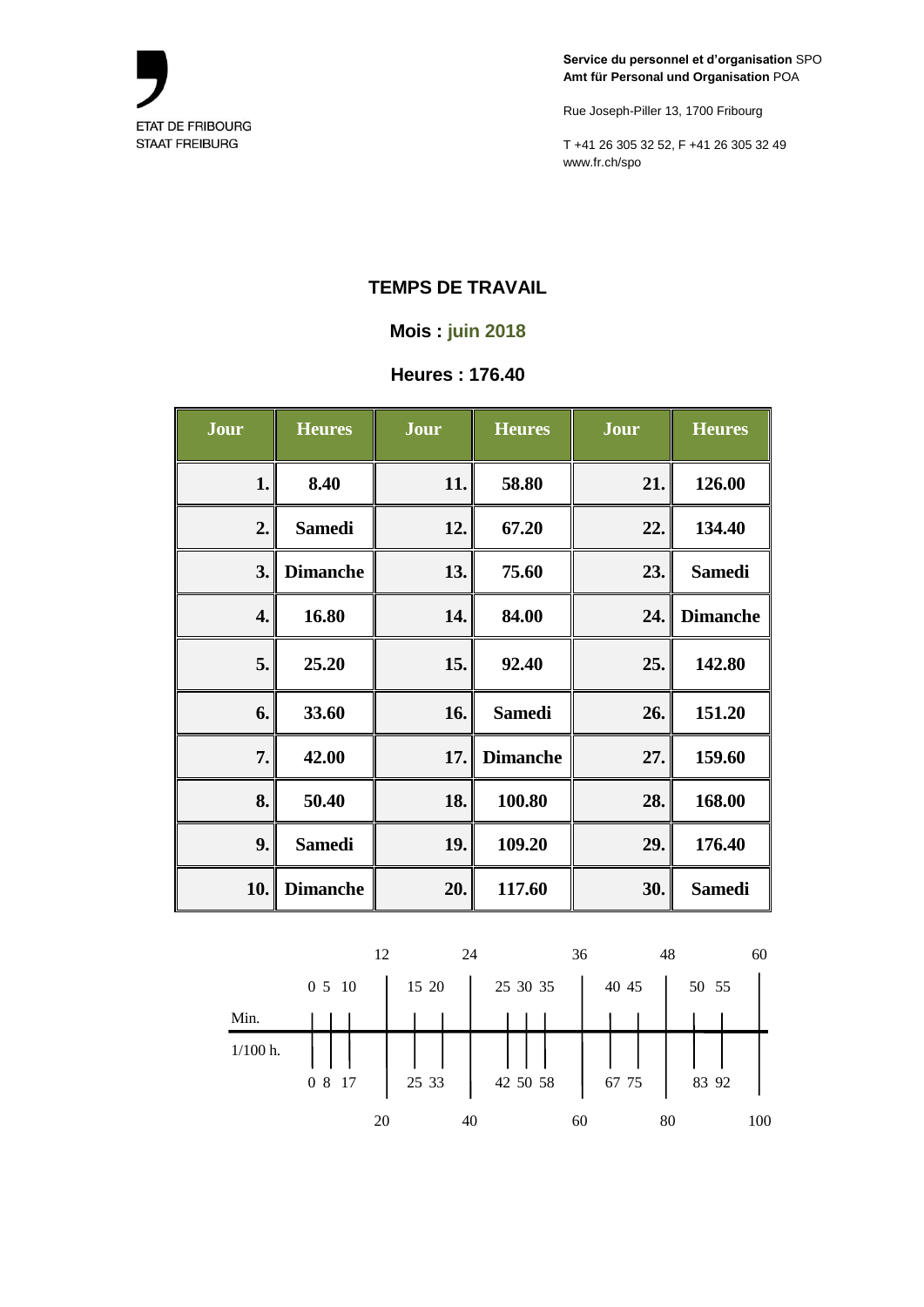ETAT DE FRIBOURG
STAAT FREIBURG

**Service du personnel et d'organisation** SPO
**Amt für Personal und Organisation** POA

Rue Joseph-Piller 13, 1700 Fribourg

T +41 26 305 32 52, F +41 26 305 32 49
www.fr.ch/spo

## TEMPS DE TRAVAIL

### Mois : juin 2018

### Heures : 176.40

| Jour | Heures | Jour | Heures | Jour | Heures |
|---|---|---|---|---|---|
| 1. | 8.40 | 11. | 58.80 | 21. | 126.00 |
| 2. | Samedi | 12. | 67.20 | 22. | 134.40 |
| 3. | Dimanche | 13. | 75.60 | 23. | Samedi |
| 4. | 16.80 | 14. | 84.00 | 24. | Dimanche |
| 5. | 25.20 | 15. | 92.40 | 25. | 142.80 |
| 6. | 33.60 | 16. | Samedi | 26. | 151.20 |
| 7. | 42.00 | 17. | Dimanche | 27. | 159.60 |
| 8. | 50.40 | 18. | 100.80 | 28. | 168.00 |
| 9. | Samedi | 19. | 109.20 | 29. | 176.40 |
| 10. | Dimanche | 20. | 117.60 | 30. | Samedi |

| Min. | 0 | 5 | 10 | 12 | 15 | 20 | 24 | 25 | 30 | 35 | 36 | 40 | 45 | 48 | 50 | 55 | 60 |
|---|---|---|---|---|---|---|---|---|---|---|---|---|---|---|---|---|---|
| 1/100 h. | 0 | 8 | 17 | 20 | 25 | 33 | 40 | 42 | 50 | 58 | 60 | 67 | 75 | 80 | 83 | 92 | 100 |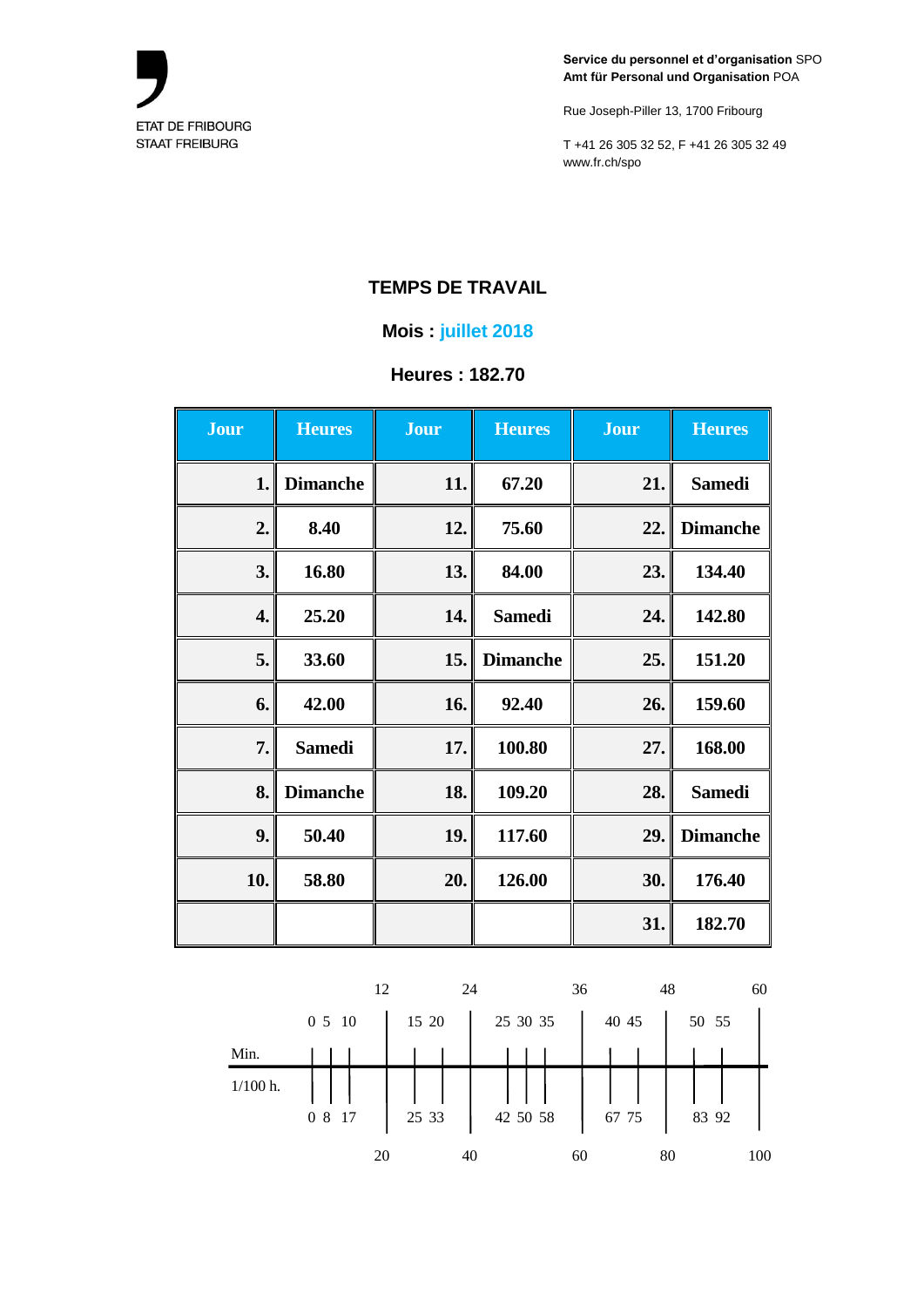ETAT DE FRIBOURG
STAAT FREIBURG

**Service du personnel et d'organisation** SPO
**Amt für Personal und Organisation** POA

Rue Joseph-Piller 13, 1700 Fribourg

T +41 26 305 32 52, F +41 26 305 32 49
www.fr.ch/spo

## TEMPS DE TRAVAIL

### Mois : juillet 2018

### Heures : 182.70

| Jour | Heures | Jour | Heures | Jour | Heures |
|---|---|---|---|---|---|
| 1. | Dimanche | 11. | 67.20 | 21. | Samedi |
| 2. | 8.40 | 12. | 75.60 | 22. | Dimanche |
| 3. | 16.80 | 13. | 84.00 | 23. | 134.40 |
| 4. | 25.20 | 14. | Samedi | 24. | 142.80 |
| 5. | 33.60 | 15. | Dimanche | 25. | 151.20 |
| 6. | 42.00 | 16. | 92.40 | 26. | 159.60 |
| 7. | Samedi | 17. | 100.80 | 27. | 168.00 |
| 8. | Dimanche | 18. | 109.20 | 28. | Samedi |
| 9. | 50.40 | 19. | 117.60 | 29. | Dimanche |
| 10. | 58.80 | 20. | 126.00 | 30. | 176.40 |
| | | | | 31. | 182.70 |

| Min. | 0 | 5 | 10 | 12 | 15 | 20 | 24 | 25 | 30 | 35 | 36 | 40 | 45 | 48 | 50 | 55 | 60 |
|---|---|---|---|---|---|---|---|---|---|---|---|---|---|---|---|---|---|
| 1/100 h. | 0 | 8 | 17 | 20 | 25 | 33 | 40 | 42 | 50 | 58 | 60 | 67 | 75 | 80 | 83 | 92 | 100 |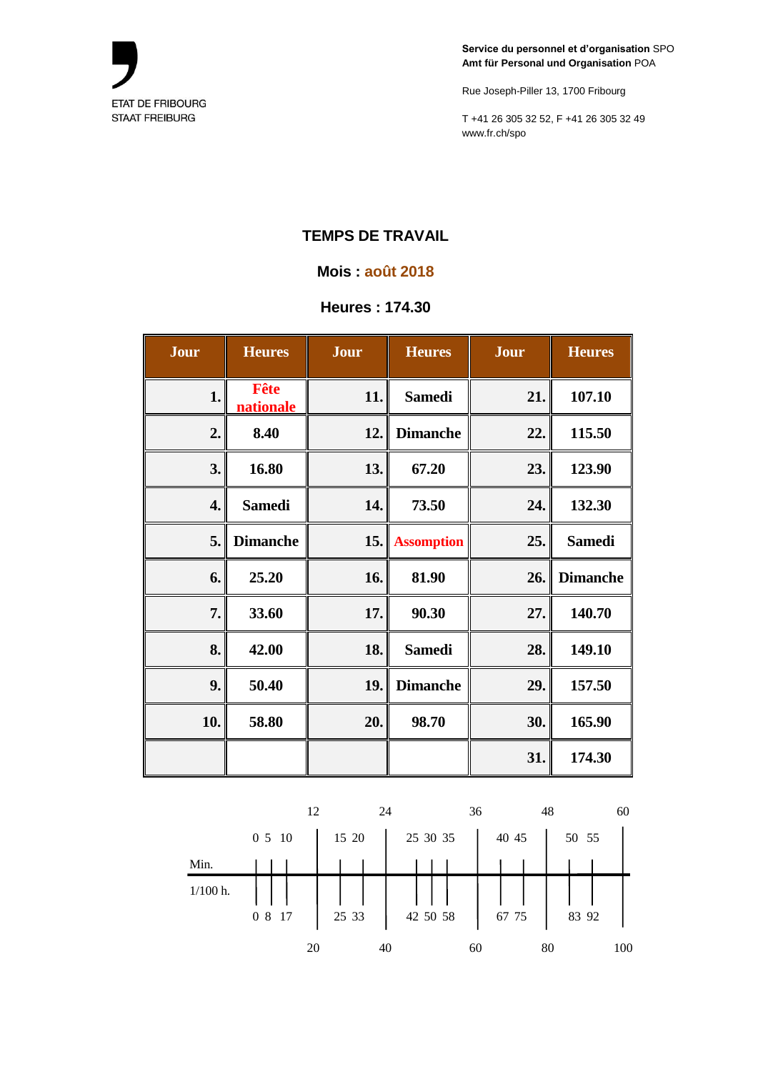ETAT DE FRIBOURG
STAAT FREIBURG

**Service du personnel et d'organisation** SPO
**Amt für Personal und Organisation** POA

Rue Joseph-Piller 13, 1700 Fribourg

T +41 26 305 32 52, F +41 26 305 32 49
www.fr.ch/spo

## TEMPS DE TRAVAIL

### Mois : août 2018

### Heures : 174.30

| Jour | Heures | Jour | Heures | Jour | Heures |
|---|---|---|---|---|---|
| 1. | Fête nationale | 11. | Samedi | 21. | 107.10 |
| 2. | 8.40 | 12. | Dimanche | 22. | 115.50 |
| 3. | 16.80 | 13. | 67.20 | 23. | 123.90 |
| 4. | Samedi | 14. | 73.50 | 24. | 132.30 |
| 5. | Dimanche | 15. | Assomption | 25. | Samedi |
| 6. | 25.20 | 16. | 81.90 | 26. | Dimanche |
| 7. | 33.60 | 17. | 90.30 | 27. | 140.70 |
| 8. | 42.00 | 18. | Samedi | 28. | 149.10 |
| 9. | 50.40 | 19. | Dimanche | 29. | 157.50 |
| 10. | 58.80 | 20. | 98.70 | 30. | 165.90 |
| | | | | 31. | 174.30 |

| Min. | 0 | 5 | 10 | 12 | 15 | 20 | 24 | 25 | 30 | 35 | 36 | 40 | 45 | 48 | 50 | 55 | 60 |
|---|---|---|---|---|---|---|---|---|---|---|---|---|---|---|---|---|---|
| 1/100 h. | 0 | 8 | 17 | 20 | 25 | 33 | 40 | 42 | 50 | 58 | 60 | 67 | 75 | 80 | 83 | 92 | 100 |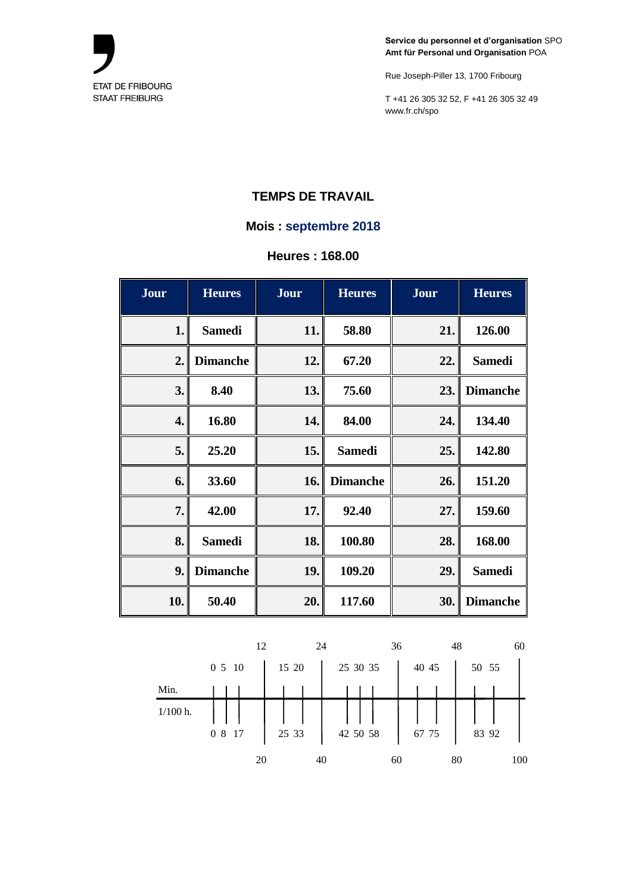ETAT DE FRIBOURG
STAAT FREIBURG

**Service du personnel et d'organisation** SPO
**Amt für Personal und Organisation** POA

Rue Joseph-Piller 13, 1700 Fribourg

T +41 26 305 32 52, F +41 26 305 32 49
www.fr.ch/spo

## TEMPS DE TRAVAIL

### Mois : septembre 2018

### Heures : 168.00

| Jour | Heures | Jour | Heures | Jour | Heures |
|---|---|---|---|---|---|
| 1. | Samedi | 11. | 58.80 | 21. | 126.00 |
| 2. | Dimanche | 12. | 67.20 | 22. | Samedi |
| 3. | 8.40 | 13. | 75.60 | 23. | Dimanche |
| 4. | 16.80 | 14. | 84.00 | 24. | 134.40 |
| 5. | 25.20 | 15. | Samedi | 25. | 142.80 |
| 6. | 33.60 | 16. | Dimanche | 26. | 151.20 |
| 7. | 42.00 | 17. | 92.40 | 27. | 159.60 |
| 8. | Samedi | 18. | 100.80 | 28. | 168.00 |
| 9. | Dimanche | 19. | 109.20 | 29. | Samedi |
| 10. | 50.40 | 20. | 117.60 | 30. | Dimanche |

| Min. | 0 | 5 | 10 | 12 | 15 | 20 | 24 | 25 | 30 | 35 | 36 | 40 | 45 | 48 | 50 | 55 | 60 |
|---|---|---|---|---|---|---|---|---|---|---|---|---|---|---|---|---|---|
| 1/100 h. | 0 | 8 | 17 | 20 | 25 | 33 | 40 | 42 | 50 | 58 | 60 | 67 | 75 | 80 | 83 | 92 | 100 |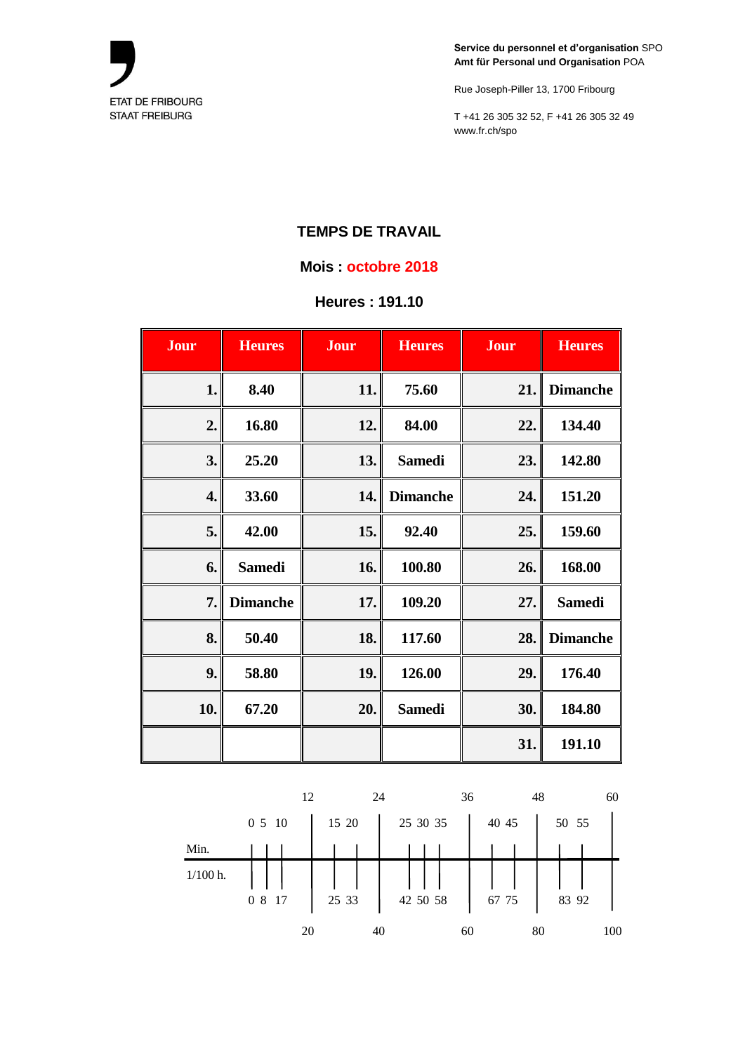ETAT DE FRIBOURG
STAAT FREIBURG

**Service du personnel et d'organisation** SPO
**Amt für Personal und Organisation** POA

Rue Joseph-Piller 13, 1700 Fribourg

T +41 26 305 32 52, F +41 26 305 32 49
www.fr.ch/spo

## TEMPS DE TRAVAIL

### Mois : octobre 2018

### Heures : 191.10

| Jour | Heures | Jour | Heures | Jour | Heures |
|---|---|---|---|---|---|
| 1. | 8.40 | 11. | 75.60 | 21. | Dimanche |
| 2. | 16.80 | 12. | 84.00 | 22. | 134.40 |
| 3. | 25.20 | 13. | Samedi | 23. | 142.80 |
| 4. | 33.60 | 14. | Dimanche | 24. | 151.20 |
| 5. | 42.00 | 15. | 92.40 | 25. | 159.60 |
| 6. | Samedi | 16. | 100.80 | 26. | 168.00 |
| 7. | Dimanche | 17. | 109.20 | 27. | Samedi |
| 8. | 50.40 | 18. | 117.60 | 28. | Dimanche |
| 9. | 58.80 | 19. | 126.00 | 29. | 176.40 |
| 10. | 67.20 | 20. | Samedi | 30. | 184.80 |
| | | | | 31. | 191.10 |

| Min. | 0 | 5 | 10 | 12 | 15 | 20 | 24 | 25 | 30 | 35 | 36 | 40 | 45 | 48 | 50 | 55 | 60 |
|---|---|---|---|---|---|---|---|---|---|---|---|---|---|---|---|---|---|
| 1/100 h. | 0 | 8 | 17 | 20 | 25 | 33 | 40 | 42 | 50 | 58 | 60 | 67 | 75 | 80 | 83 | 92 | 100 |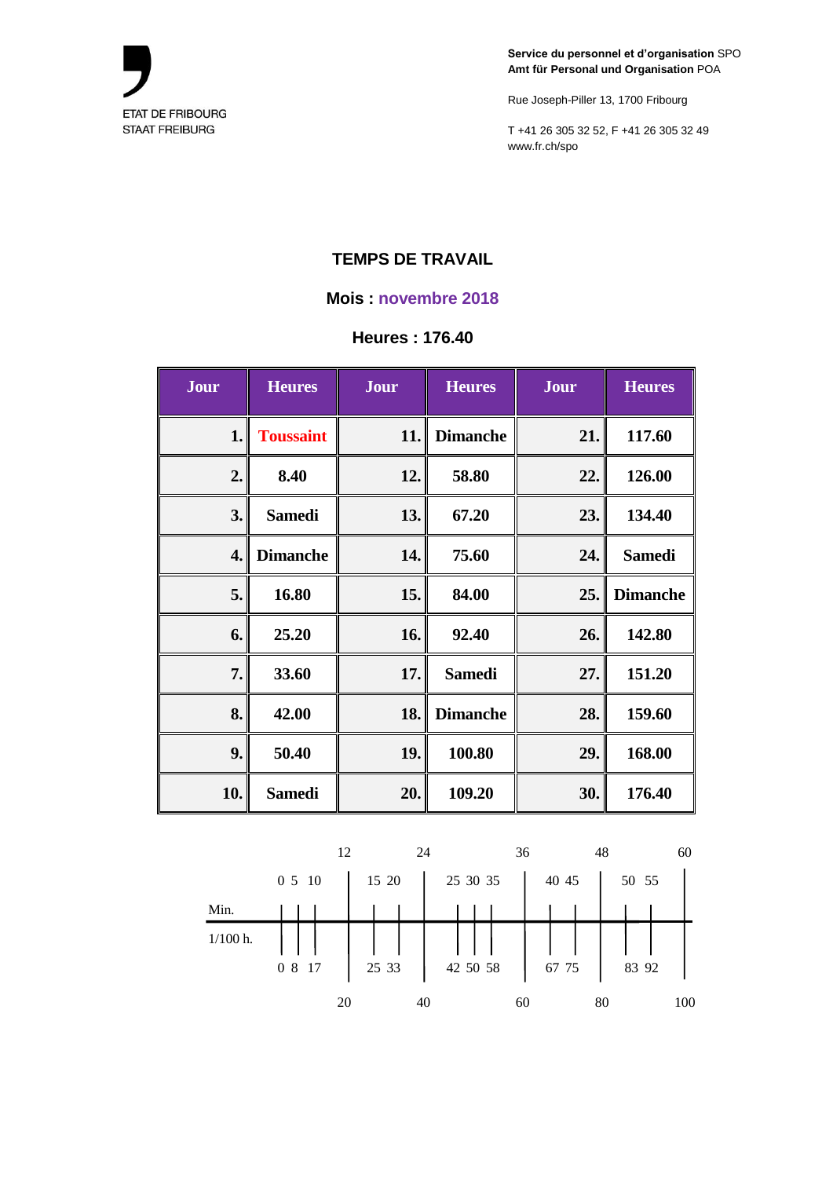Service du personnel et d'organisation SPO
Amt für Personal und Organisation POA

Rue Joseph-Piller 13, 1700 Fribourg

T +41 26 305 32 52, F +41 26 305 32 49
www.fr.ch/spo

ETAT DE FRIBOURG
STAAT FREIBURG

## TEMPS DE TRAVAIL

### Mois : novembre 2018

### Heures : 176.40

| Jour | Heures | Jour | Heures | Jour | Heures |
|---|---|---|---|---|---|
| 1. | Toussaint | 11. | Dimanche | 21. | 117.60 |
| 2. | 8.40 | 12. | 58.80 | 22. | 126.00 |
| 3. | Samedi | 13. | 67.20 | 23. | 134.40 |
| 4. | Dimanche | 14. | 75.60 | 24. | Samedi |
| 5. | 16.80 | 15. | 84.00 | 25. | Dimanche |
| 6. | 25.20 | 16. | 92.40 | 26. | 142.80 |
| 7. | 33.60 | 17. | Samedi | 27. | 151.20 |
| 8. | 42.00 | 18. | Dimanche | 28. | 159.60 |
| 9. | 50.40 | 19. | 100.80 | 29. | 168.00 |
| 10. | Samedi | 20. | 109.20 | 30. | 176.40 |

| Min. | 0 | 5 | 10 | 12 | 15 | 20 | 24 | 25 | 30 | 35 | 36 | 40 | 45 | 48 | 50 | 55 | 60 |
|---|---|---|---|---|---|---|---|---|---|---|---|---|---|---|---|---|---|
| 1/100 h. | 0 | 8 | 17 | 20 | 25 | 33 | 40 | 42 | 50 | 58 | 60 | 67 | 75 | 80 | 83 | 92 | 100 |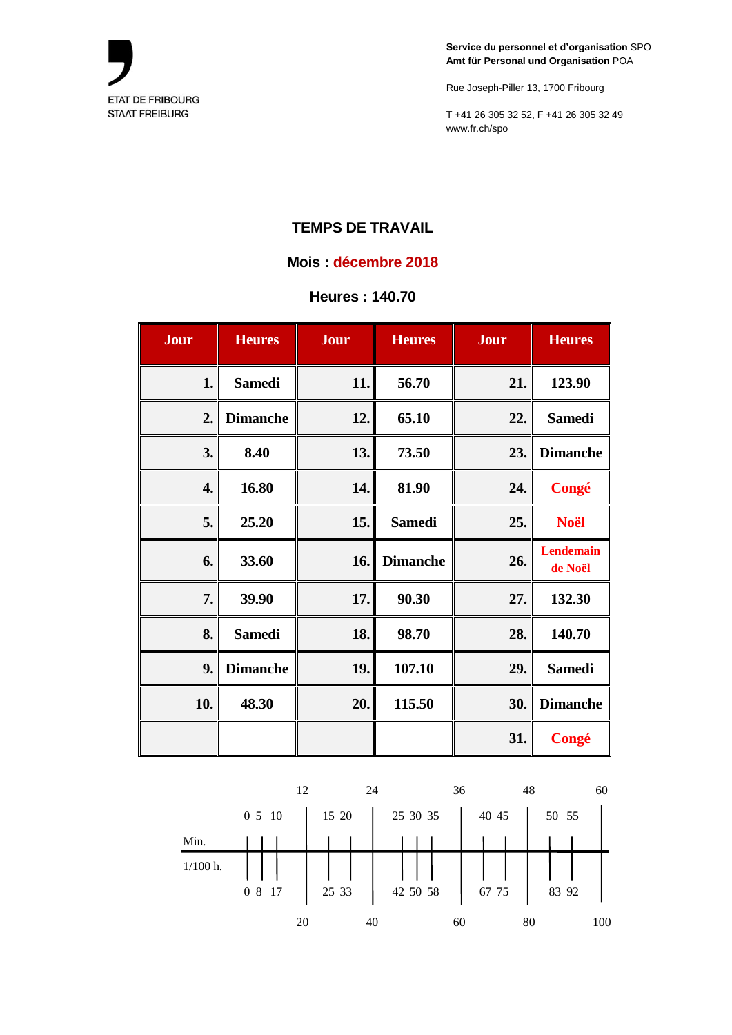ETAT DE FRIBOURG
STAAT FREIBURG

**Service du personnel et d'organisation** SPO
**Amt für Personal und Organisation** POA

Rue Joseph-Piller 13, 1700 Fribourg

T +41 26 305 32 52, F +41 26 305 32 49
www.fr.ch/spo

## TEMPS DE TRAVAIL

### Mois : décembre 2018

### Heures : 140.70

| Jour | Heures | Jour | Heures | Jour | Heures |
|---|---|---|---|---|---|
| 1. | Samedi | 11. | 56.70 | 21. | 123.90 |
| 2. | Dimanche | 12. | 65.10 | 22. | Samedi |
| 3. | 8.40 | 13. | 73.50 | 23. | Dimanche |
| 4. | 16.80 | 14. | 81.90 | 24. | Congé |
| 5. | 25.20 | 15. | Samedi | 25. | Noël |
| 6. | 33.60 | 16. | Dimanche | 26. | Lendemain de Noël |
| 7. | 39.90 | 17. | 90.30 | 27. | 132.30 |
| 8. | Samedi | 18. | 98.70 | 28. | 140.70 |
| 9. | Dimanche | 19. | 107.10 | 29. | Samedi |
| 10. | 48.30 | 20. | 115.50 | 30. | Dimanche |
| | | | | 31. | Congé |

12 24 36 48 60

0 5 10 15 20 25 30 35 40 45 50 55

Min.

1/100 h.

0 8 17 25 33 42 50 58 67 75 83 92

20 40 60 80 100